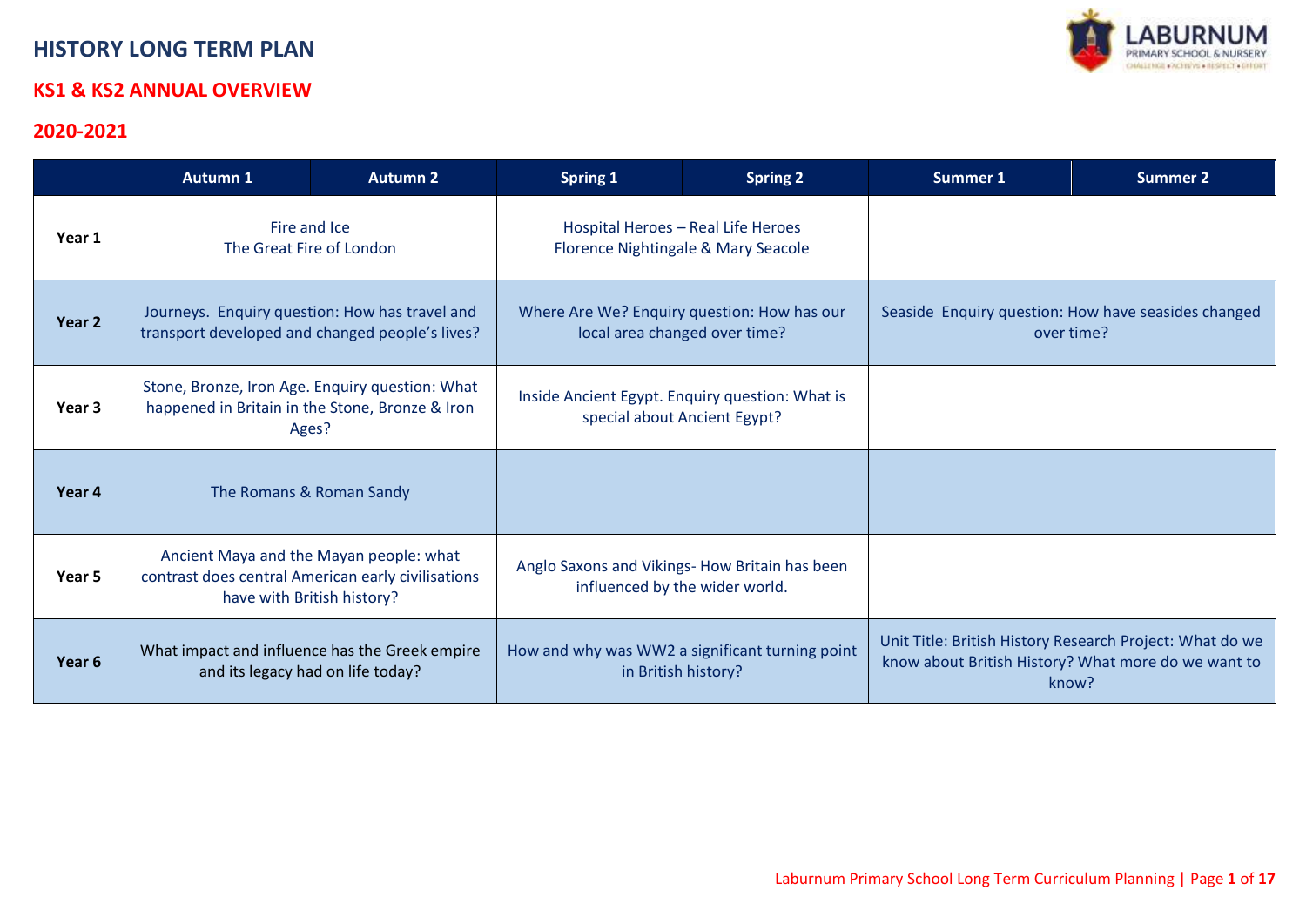# HISTORY LONG TERM PLAN

## KS1 & KS2 ANNUAL OVERVIEW

## 2020-2021

| | Autumn 1 | Autumn 2 | Spring 1 | Spring 2 | Summer 1 | Summer 2 |
|---|---|---|---|---|---|---|
| **Year 1** | Fire and Ice<br>The Great Fire of London | | Hospital Heroes – Real Life Heroes<br>Florence Nightingale & Mary Seacole | | | |
| **Year 2** | Journeys. Enquiry question: How has travel and transport developed and changed people's lives? | | Where Are We? Enquiry question: How has our local area changed over time? | | Seaside Enquiry question: How have seasides changed over time? | |
| **Year 3** | Stone, Bronze, Iron Age. Enquiry question: What happened in Britain in the Stone, Bronze & Iron Ages? | | Inside Ancient Egypt. Enquiry question: What is special about Ancient Egypt? | | | |
| **Year 4** | The Romans & Roman Sandy | | | | | |
| **Year 5** | Ancient Maya and the Mayan people: what contrast does central American early civilisations have with British history? | | Anglo Saxons and Vikings- How Britain has been influenced by the wider world. | | | |
| **Year 6** | What impact and influence has the Greek empire and its legacy had on life today? | | How and why was WW2 a significant turning point in British history? | | Unit Title: British History Research Project: What do we know about British History? What more do we want to know? | |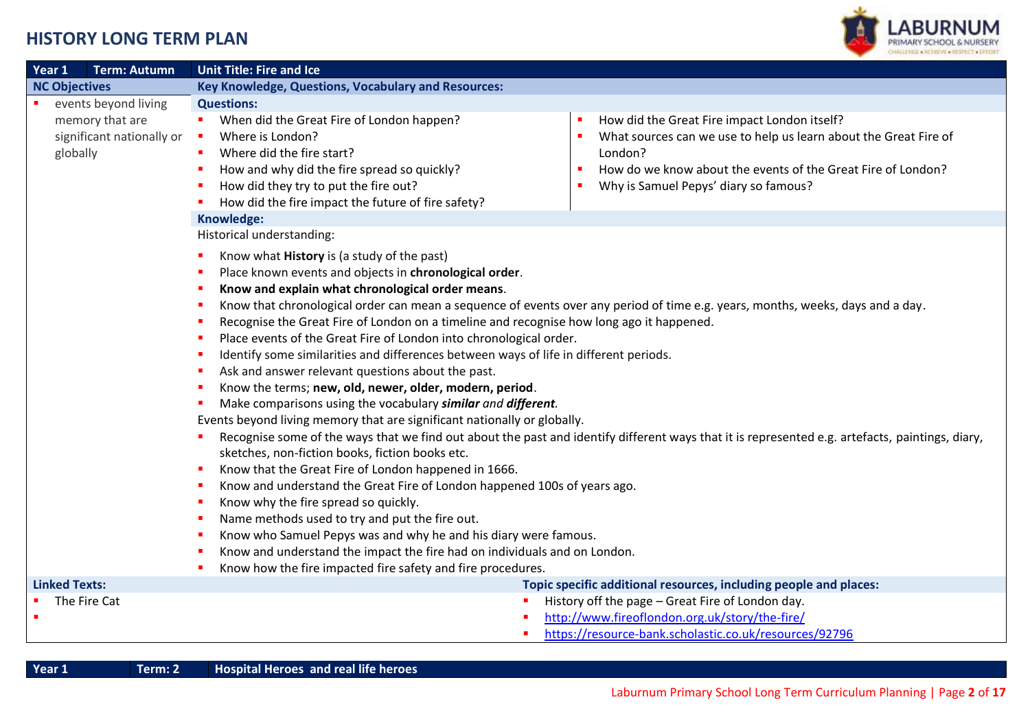# HISTORY LONG TERM PLAN

| Year 1 | Term: Autumn | Unit Title: Fire and Ice |
|---|---|---|

**NC Objectives**

- events beyond living memory that are significant nationally or globally

**Key Knowledge, Questions, Vocabulary and Resources:**

**Questions:**

- When did the Great Fire of London happen?
- Where is London?
- Where did the fire start?
- How and why did the fire spread so quickly?
- How did they try to put the fire out?
- How did the fire impact the future of fire safety?
- How did the Great Fire impact London itself?
- What sources can we use to help us learn about the Great Fire of London?
- How do we know about the events of the Great Fire of London?
- Why is Samuel Pepys' diary so famous?

**Knowledge:**

Historical understanding:

- Know what **History** is (a study of the past)
- Place known events and objects in **chronological order**.
- **Know and explain what chronological order means**.
- Know that chronological order can mean a sequence of events over any period of time e.g. years, months, weeks, days and a day.
- Recognise the Great Fire of London on a timeline and recognise how long ago it happened.
- Place events of the Great Fire of London into chronological order.
- Identify some similarities and differences between ways of life in different periods.
- Ask and answer relevant questions about the past.
- Know the terms; **new, old, newer, older, modern, period**.
- Make comparisons using the vocabulary ***similar*** *and* ***different****.*

Events beyond living memory that are significant nationally or globally.

- Recognise some of the ways that we find out about the past and identify different ways that it is represented e.g. artefacts, paintings, diary, sketches, non-fiction books, fiction books etc.
- Know that the Great Fire of London happened in 1666.
- Know and understand the Great Fire of London happened 100s of years ago.
- Know why the fire spread so quickly.
- Name methods used to try and put the fire out.
- Know who Samuel Pepys was and why he and his diary were famous.
- Know and understand the impact the fire had on individuals and on London.
- Know how the fire impacted fire safety and fire procedures.

**Linked Texts:**

- The Fire Cat
- 

**Topic specific additional resources, including people and places:**

- History off the page – Great Fire of London day.
- http://www.fireoflondon.org.uk/story/the-fire/
- https://resource-bank.scholastic.co.uk/resources/92796

| Year 1 | Term: 2 | Hospital Heroes and real life heroes |
|---|---|---|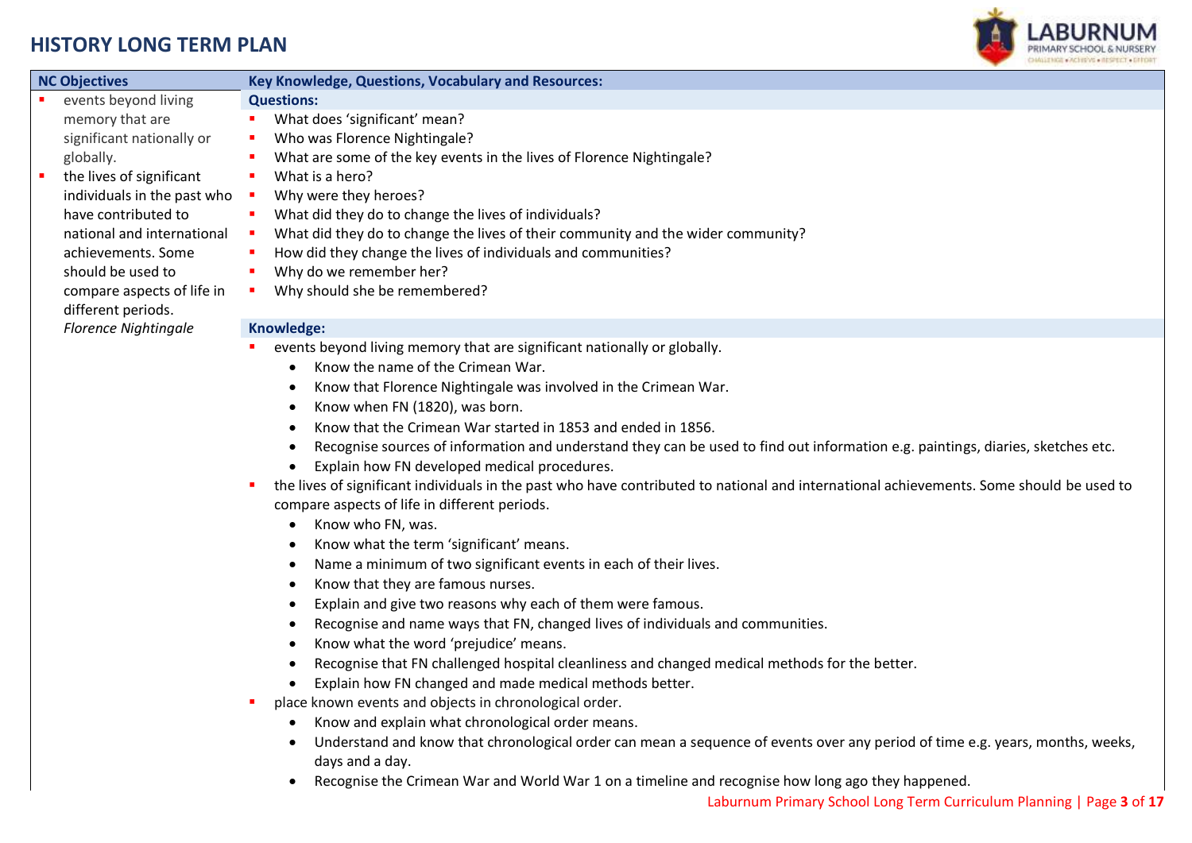# HISTORY LONG TERM PLAN

| NC Objectives | Key Knowledge, Questions, Vocabulary and Resources: |
|---|---|
| ▪ events beyond living memory that are significant nationally or globally.<br>▪ the lives of significant individuals in the past who have contributed to national and international achievements. Some should be used to compare aspects of life in different periods.<br>*Florence Nightingale* | **Questions:**<br>▪ What does 'significant' mean?<br>▪ Who was Florence Nightingale?<br>▪ What are some of the key events in the lives of Florence Nightingale?<br>▪ What is a hero?<br>▪ Why were they heroes?<br>▪ What did they do to change the lives of individuals?<br>▪ What did they do to change the lives of their community and the wider community?<br>▪ How did they change the lives of individuals and communities?<br>▪ Why do we remember her?<br>▪ Why should she be remembered?<br><br>**Knowledge:**<br>▪ events beyond living memory that are significant nationally or globally.<br>• Know the name of the Crimean War.<br>• Know that Florence Nightingale was involved in the Crimean War.<br>• Know when FN (1820), was born.<br>• Know that the Crimean War started in 1853 and ended in 1856.<br>• Recognise sources of information and understand they can be used to find out information e.g. paintings, diaries, sketches etc.<br>• Explain how FN developed medical procedures.<br>▪ the lives of significant individuals in the past who have contributed to national and international achievements. Some should be used to compare aspects of life in different periods.<br>• Know who FN, was.<br>• Know what the term 'significant' means.<br>• Name a minimum of two significant events in each of their lives.<br>• Know that they are famous nurses.<br>• Explain and give two reasons why each of them were famous.<br>• Recognise and name ways that FN, changed lives of individuals and communities.<br>• Know what the word 'prejudice' means.<br>• Recognise that FN challenged hospital cleanliness and changed medical methods for the better.<br>• Explain how FN changed and made medical methods better.<br>▪ place known events and objects in chronological order.<br>• Know and explain what chronological order means.<br>• Understand and know that chronological order can mean a sequence of events over any period of time e.g. years, months, weeks, days and a day.<br>• Recognise the Crimean War and World War 1 on a timeline and recognise how long ago they happened. |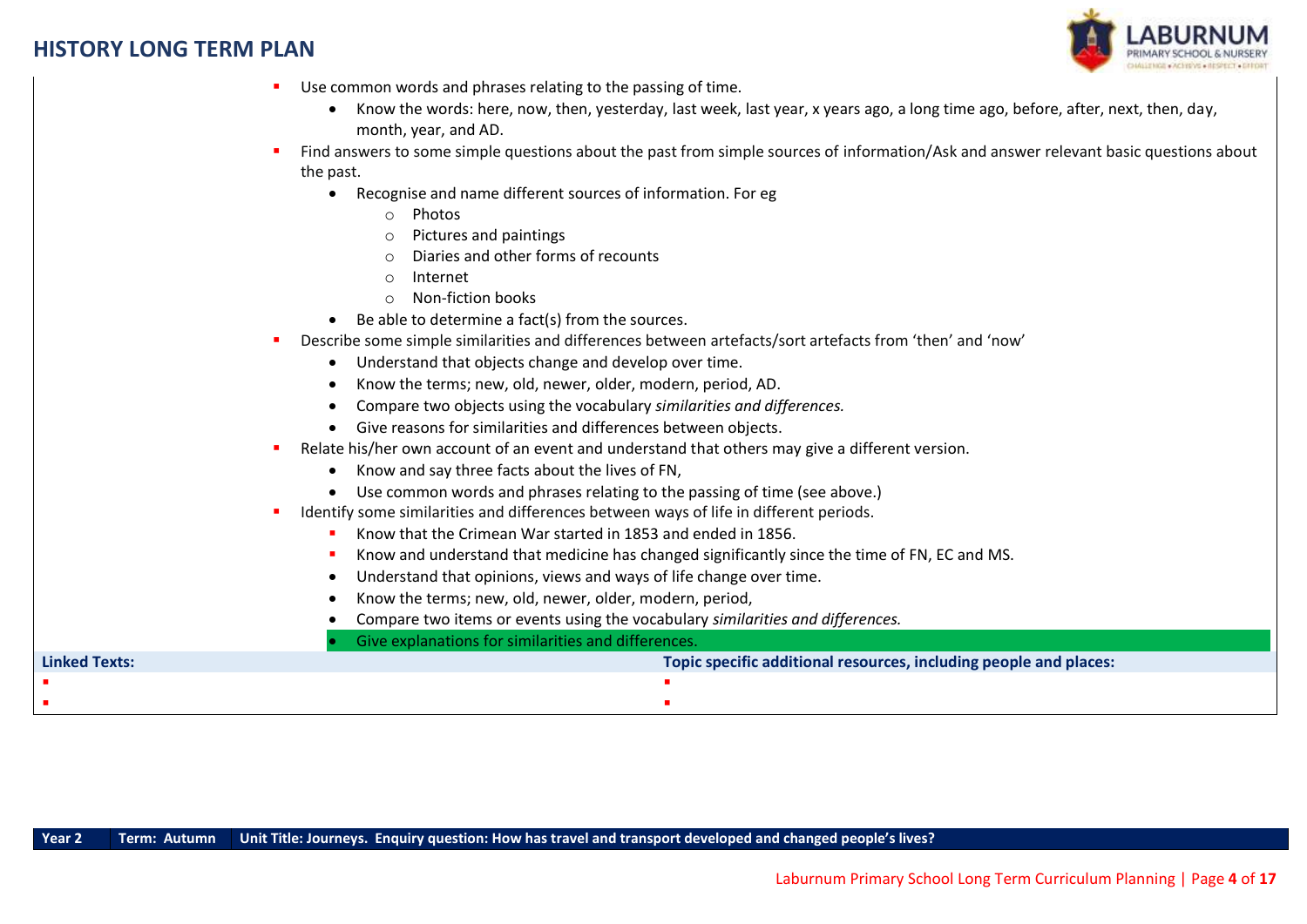## HISTORY LONG TERM PLAN

- Use common words and phrases relating to the passing of time.
  - Know the words: here, now, then, yesterday, last week, last year, x years ago, a long time ago, before, after, next, then, day, month, year, and AD.
- Find answers to some simple questions about the past from simple sources of information/Ask and answer relevant basic questions about the past.
  - Recognise and name different sources of information. For eg
    - Photos
    - Pictures and paintings
    - Diaries and other forms of recounts
    - Internet
    - Non-fiction books
  - Be able to determine a fact(s) from the sources.
- Describe some simple similarities and differences between artefacts/sort artefacts from 'then' and 'now'
  - Understand that objects change and develop over time.
  - Know the terms; new, old, newer, older, modern, period, AD.
  - Compare two objects using the vocabulary *similarities and differences.*
  - Give reasons for similarities and differences between objects.
- Relate his/her own account of an event and understand that others may give a different version.
  - Know and say three facts about the lives of FN,
  - Use common words and phrases relating to the passing of time (see above.)
- Identify some similarities and differences between ways of life in different periods.
  - Know that the Crimean War started in 1853 and ended in 1856.
  - Know and understand that medicine has changed significantly since the time of FN, EC and MS.
  - Understand that opinions, views and ways of life change over time.
  - Know the terms; new, old, newer, older, modern, period,
  - Compare two items or events using the vocabulary *similarities and differences.*
  - Give explanations for similarities and differences.

| **Linked Texts:** | **Topic specific additional resources, including people and places:** |
|---|---|
| ▪ | ▪ |
| ▪ | ▪ |

| **Year 2** | **Term: Autumn** | **Unit Title: Journeys. Enquiry question: How has travel and transport developed and changed people's lives?** |
|---|---|---|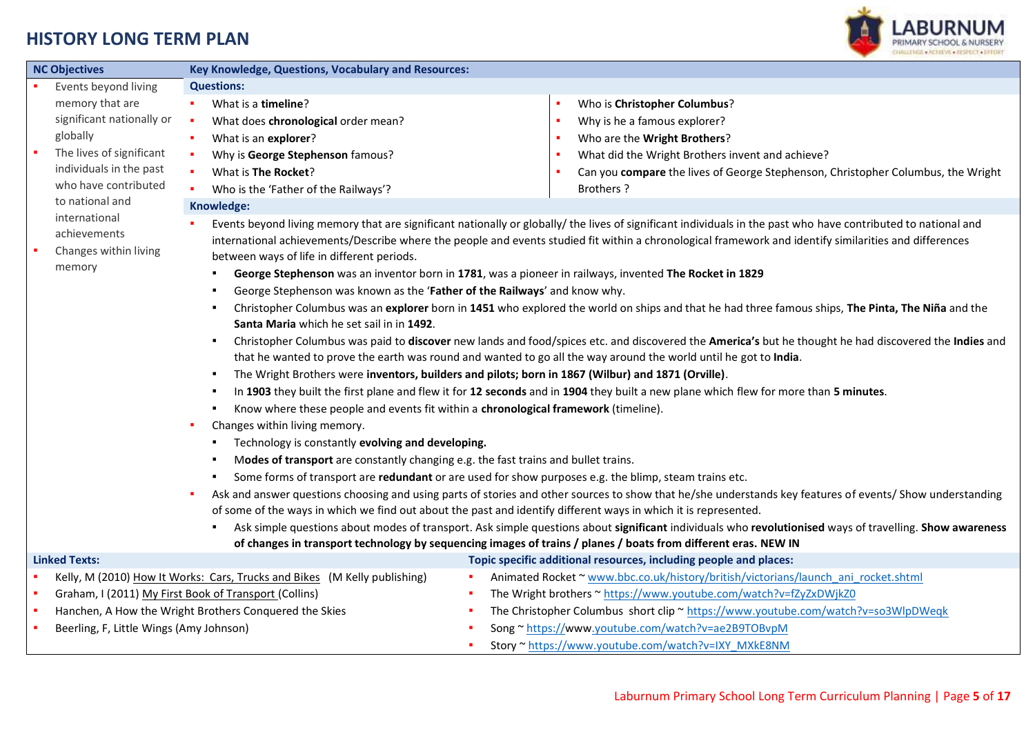# HISTORY LONG TERM PLAN

## NC Objectives

- Events beyond living memory that are significant nationally or globally
- The lives of significant individuals in the past who have contributed to national and international achievements
- Changes within living memory

## Key Knowledge, Questions, Vocabulary and Resources:

### Questions:

- What is a **timeline**?
- What does **chronological** order mean?
- What is an **explorer**?
- Why is **George Stephenson** famous?
- What is **The Rocket**?
- Who is the 'Father of the Railways'?
- Who is **Christopher Columbus**?
- Why is he a famous explorer?
- Who are the **Wright Brothers**?
- What did the Wright Brothers invent and achieve?
- Can you **compare** the lives of George Stephenson, Christopher Columbus, the Wright Brothers ?

### Knowledge:

- Events beyond living memory that are significant nationally or globally/ the lives of significant individuals in the past who have contributed to national and international achievements/Describe where the people and events studied fit within a chronological framework and identify similarities and differences between ways of life in different periods.
  - **George Stephenson** was an inventor born in **1781**, was a pioneer in railways, invented **The Rocket in 1829**
  - George Stephenson was known as the '**Father of the Railways**' and know why.
  - Christopher Columbus was an **explorer** born in **1451** who explored the world on ships and that he had three famous ships, **The Pinta, The Niña** and the **Santa Maria** which he set sail in in **1492**.
  - Christopher Columbus was paid to **discover** new lands and food/spices etc. and discovered the **America's** but he thought he had discovered the **Indies** and that he wanted to prove the earth was round and wanted to go all the way around the world until he got to **India**.
  - The Wright Brothers were **inventors, builders and pilots; born in 1867 (Wilbur) and 1871 (Orville)**.
  - In **1903** they built the first plane and flew it for **12 seconds** and in **1904** they built a new plane which flew for more than **5 minutes**.
  - Know where these people and events fit within a **chronological framework** (timeline).
- Changes within living memory.
  - Technology is constantly **evolving and developing.**
  - M**odes of transport** are constantly changing e.g. the fast trains and bullet trains.
  - Some forms of transport are **redundant** or are used for show purposes e.g. the blimp, steam trains etc.
- Ask and answer questions choosing and using parts of stories and other sources to show that he/she understands key features of events/ Show understanding of some of the ways in which we find out about the past and identify different ways in which it is represented.
  - Ask simple questions about modes of transport. Ask simple questions about **significant** individuals who **revolutionised** ways of travelling. **Show awareness of changes in transport technology by sequencing images of trains / planes / boats from different eras. NEW IN**

## Linked Texts:

- Kelly, M (2010) How It Works: Cars, Trucks and Bikes (M Kelly publishing)
- Graham, I (2011) My First Book of Transport (Collins)
- Hanchen, A How the Wright Brothers Conquered the Skies
- Beerling, F, Little Wings (Amy Johnson)

## Topic specific additional resources, including people and places:

- Animated Rocket ~ www.bbc.co.uk/history/british/victorians/launch_ani_rocket.shtml
- The Wright brothers ~ https://www.youtube.com/watch?v=fZyZxDWjkZ0
- The Christopher Columbus short clip ~ https://www.youtube.com/watch?v=so3WlpDWeqk
- Song ~ https://www.youtube.com/watch?v=ae2B9TOBvpM
- Story ~ https://www.youtube.com/watch?v=IXY_MXkE8NM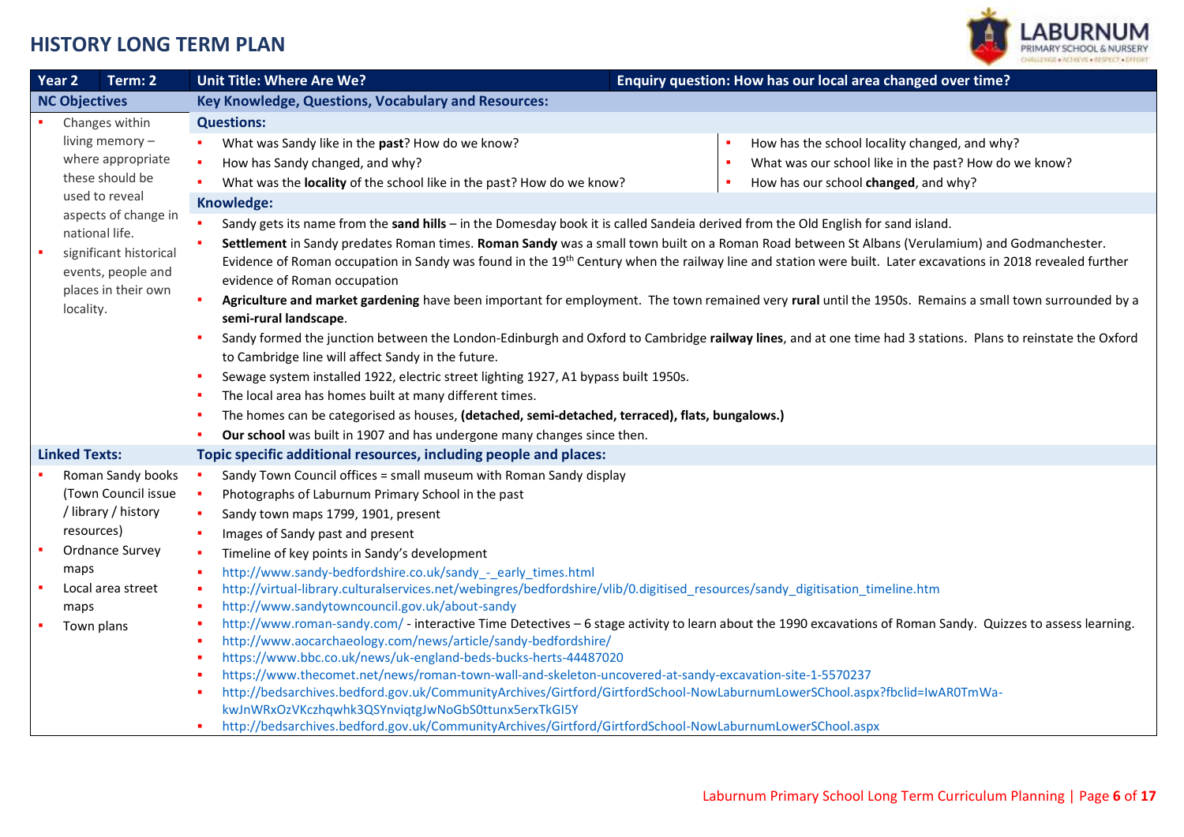# HISTORY LONG TERM PLAN

| Year 2 | Term: 2 | Unit Title: Where Are We? | Enquiry question: How has our local area changed over time? |
|---|---|---|---|

## NC Objectives

- Changes within living memory – where appropriate these should be used to reveal aspects of change in national life.
- significant historical events, people and places in their own locality.

## Key Knowledge, Questions, Vocabulary and Resources:

### Questions:

- What was Sandy like in the **past**? How do we know?
- How has Sandy changed, and why?
- What was the **locality** of the school like in the past? How do we know?
- How has the school locality changed, and why?
- What was our school like in the past? How do we know?
- How has our school **changed**, and why?

### Knowledge:

- Sandy gets its name from the **sand hills** – in the Domesday book it is called Sandeia derived from the Old English for sand island.
- **Settlement** in Sandy predates Roman times. **Roman Sandy** was a small town built on a Roman Road between St Albans (Verulamium) and Godmanchester. Evidence of Roman occupation in Sandy was found in the 19th Century when the railway line and station were built. Later excavations in 2018 revealed further evidence of Roman occupation
- **Agriculture and market gardening** have been important for employment. The town remained very **rural** until the 1950s. Remains a small town surrounded by a **semi-rural landscape**.
- Sandy formed the junction between the London-Edinburgh and Oxford to Cambridge **railway lines**, and at one time had 3 stations. Plans to reinstate the Oxford to Cambridge line will affect Sandy in the future.
- Sewage system installed 1922, electric street lighting 1927, A1 bypass built 1950s.
- The local area has homes built at many different times.
- The homes can be categorised as houses, **(detached, semi-detached, terraced), flats, bungalows.)**
- **Our school** was built in 1907 and has undergone many changes since then.

## Linked Texts:

- Roman Sandy books (Town Council issue / library / history resources)
- Ordnance Survey maps
- Local area street maps
- Town plans

## Topic specific additional resources, including people and places:

- Sandy Town Council offices = small museum with Roman Sandy display
- Photographs of Laburnum Primary School in the past
- Sandy town maps 1799, 1901, present
- Images of Sandy past and present
- Timeline of key points in Sandy's development
- http://www.sandy-bedfordshire.co.uk/sandy_-_early_times.html
- http://virtual-library.culturalservices.net/webingres/bedfordshire/vlib/0.digitised_resources/sandy_digitisation_timeline.htm
- http://www.sandytowncouncil.gov.uk/about-sandy
- http://www.roman-sandy.com/ - interactive Time Detectives – 6 stage activity to learn about the 1990 excavations of Roman Sandy. Quizzes to assess learning.
- http://www.aocarchaeology.com/news/article/sandy-bedfordshire/
- https://www.bbc.co.uk/news/uk-england-beds-bucks-herts-44487020
- https://www.thecomet.net/news/roman-town-wall-and-skeleton-uncovered-at-sandy-excavation-site-1-5570237
- http://bedsarchives.bedford.gov.uk/CommunityArchives/Girtford/GirtfordSchool-NowLaburnumLowerSChool.aspx?fbclid=IwAR0TmWa-kwJnWRxOzVKczhqwhk3QSYnviqtgJwNoGbS0ttunx5erxTkGI5Y
- http://bedsarchives.bedford.gov.uk/CommunityArchives/Girtford/GirtfordSchool-NowLaburnumLowerSChool.aspx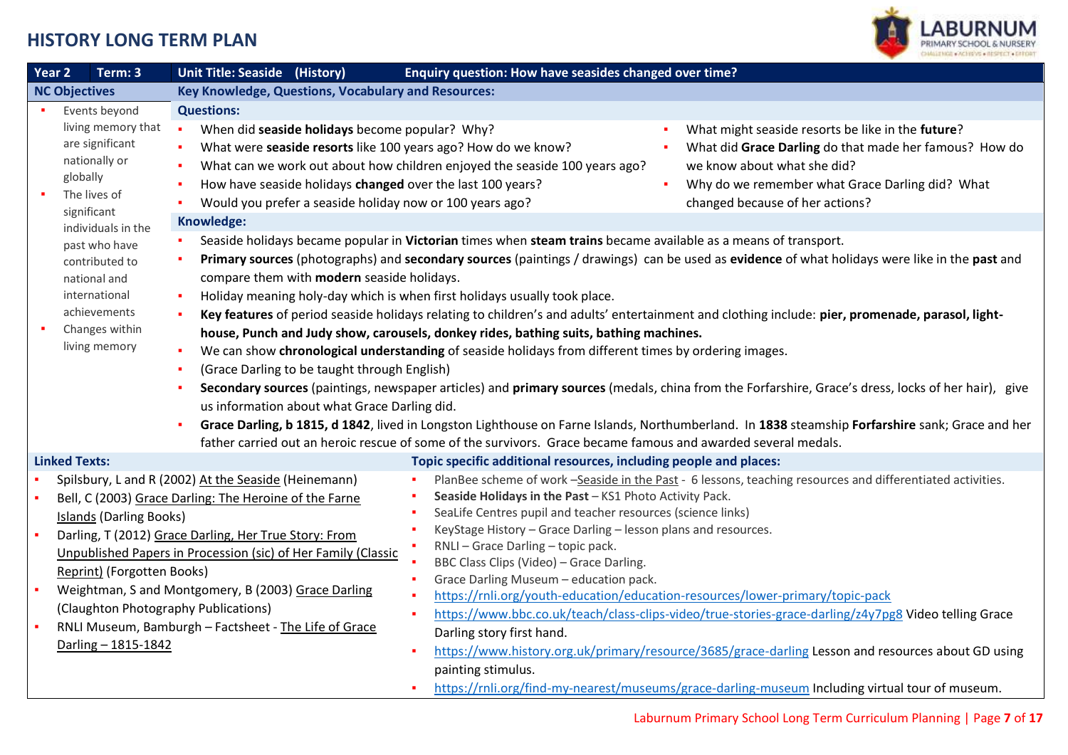# HISTORY LONG TERM PLAN

**Year 2** | **Term: 3** | **Unit Title: Seaside (History)** | **Enquiry question: How have seasides changed over time?**

## NC Objectives

- Events beyond living memory that are significant nationally or globally
- The lives of significant individuals in the past who have contributed to national and international achievements
- Changes within living memory

## Key Knowledge, Questions, Vocabulary and Resources:

### Questions:

- When did **seaside holidays** become popular? Why?
- What were **seaside resorts** like 100 years ago? How do we know?
- What can we work out about how children enjoyed the seaside 100 years ago?
- How have seaside holidays **changed** over the last 100 years?
- Would you prefer a seaside holiday now or 100 years ago?
- What might seaside resorts be like in the **future**?
- What did **Grace Darling** do that made her famous? How do we know about what she did?
- Why do we remember what Grace Darling did? What changed because of her actions?

### Knowledge:

- Seaside holidays became popular in **Victorian** times when **steam trains** became available as a means of transport.
- **Primary sources** (photographs) and **secondary sources** (paintings / drawings) can be used as **evidence** of what holidays were like in the **past** and compare them with **modern** seaside holidays.
- Holiday meaning holy-day which is when first holidays usually took place.
- **Key features** of period seaside holidays relating to children's and adults' entertainment and clothing include: **pier, promenade, parasol, light-house, Punch and Judy show, carousels, donkey rides, bathing suits, bathing machines.**
- We can show **chronological understanding** of seaside holidays from different times by ordering images.
- (Grace Darling to be taught through English)
- **Secondary sources** (paintings, newspaper articles) and **primary sources** (medals, china from the Forfarshire, Grace's dress, locks of her hair), give us information about what Grace Darling did.
- **Grace Darling, b 1815, d 1842**, lived in Longston Lighthouse on Farne Islands, Northumberland. In **1838** steamship **Forfarshire** sank; Grace and her father carried out an heroic rescue of some of the survivors. Grace became famous and awarded several medals.

## Linked Texts:

- Spilsbury, L and R (2002) At the Seaside (Heinemann)
- Bell, C (2003) Grace Darling: The Heroine of the Farne Islands (Darling Books)
- Darling, T (2012) Grace Darling, Her True Story: From Unpublished Papers in Procession (sic) of Her Family (Classic Reprint) (Forgotten Books)
- Weightman, S and Montgomery, B (2003) Grace Darling (Claughton Photography Publications)
- RNLI Museum, Bamburgh – Factsheet - The Life of Grace Darling – 1815-1842

## Topic specific additional resources, including people and places:

- PlanBee scheme of work –Seaside in the Past - 6 lessons, teaching resources and differentiated activities.
- **Seaside Holidays in the Past** – KS1 Photo Activity Pack.
- SeaLife Centres pupil and teacher resources (science links)
- KeyStage History – Grace Darling – lesson plans and resources.
- RNLI – Grace Darling – topic pack.
- BBC Class Clips (Video) – Grace Darling.
- Grace Darling Museum – education pack.
- https://rnli.org/youth-education/education-resources/lower-primary/topic-pack
- https://www.bbc.co.uk/teach/class-clips-video/true-stories-grace-darling/z4y7pg8 Video telling Grace Darling story first hand.
- https://www.history.org.uk/primary/resource/3685/grace-darling Lesson and resources about GD using painting stimulus.
- https://rnli.org/find-my-nearest/museums/grace-darling-museum Including virtual tour of museum.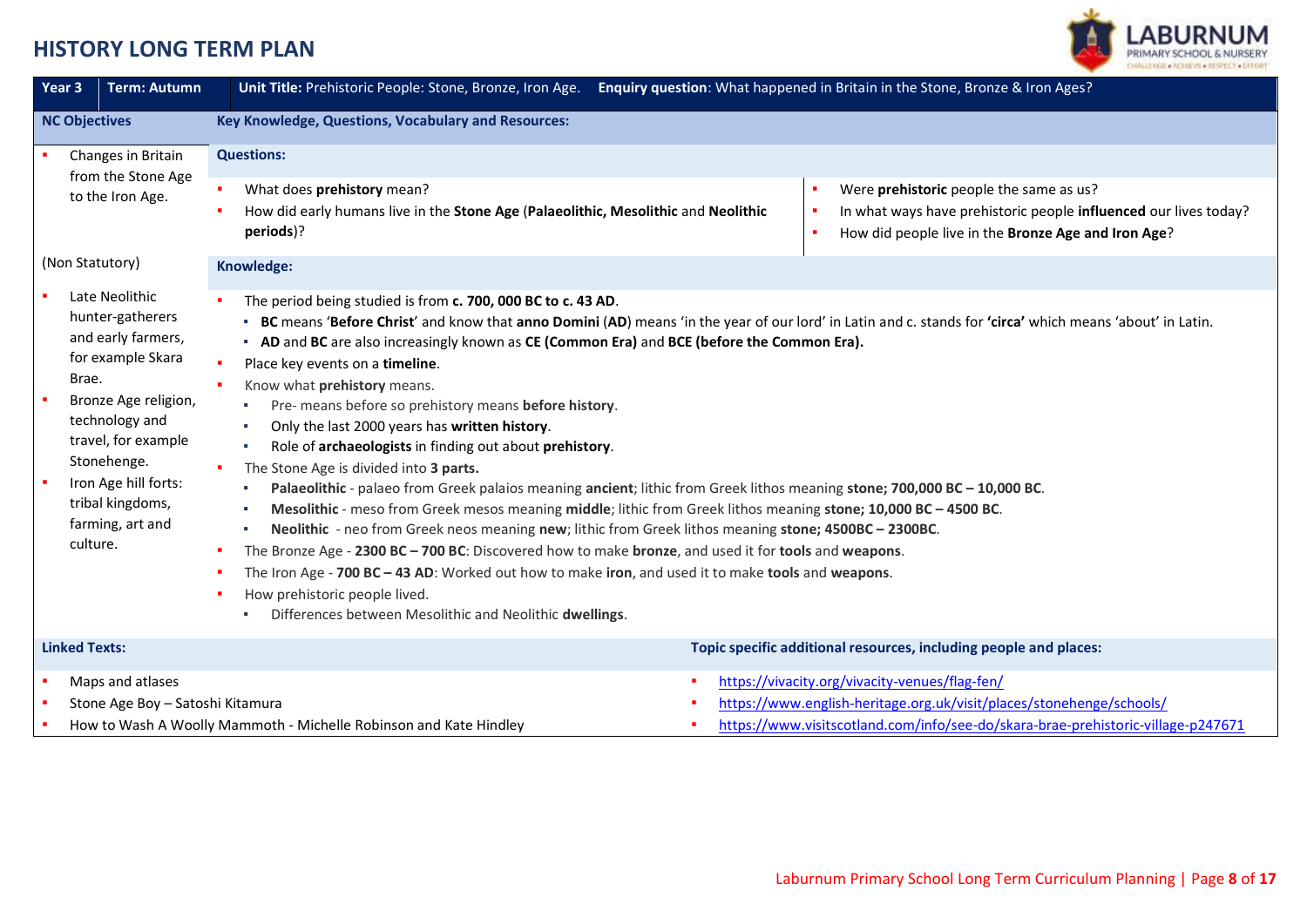# HISTORY LONG TERM PLAN

**Year 3** | **Term: Autumn** | **Unit Title:** Prehistoric People: Stone, Bronze, Iron Age. **Enquiry question**: What happened in Britain in the Stone, Bronze & Iron Ages?

## NC Objectives

- Changes in Britain from the Stone Age to the Iron Age.

(Non Statutory)

- Late Neolithic hunter-gatherers and early farmers, for example Skara Brae.
- Bronze Age religion, technology and travel, for example Stonehenge.
- Iron Age hill forts: tribal kingdoms, farming, art and culture.

## Key Knowledge, Questions, Vocabulary and Resources:

### Questions:

- What does **prehistory** mean?
- How did early humans live in the **Stone Age** (**Palaeolithic, Mesolithic** and **Neolithic periods**)?
- Were **prehistoric** people the same as us?
- In what ways have prehistoric people **influenced** our lives today?
- How did people live in the **Bronze Age and Iron Age**?

### Knowledge:

- The period being studied is from **c. 700, 000 BC to c. 43 AD**.
  - **BC** means '**Before Christ**' and know that **anno Domini** (**AD**) means 'in the year of our lord' in Latin and c. stands for **'circa'** which means 'about' in Latin.
  - **AD** and **BC** are also increasingly known as **CE (Common Era)** and **BCE (before the Common Era).**
- Place key events on a **timeline**.
- Know what **prehistory** means.
  - Pre- means before so prehistory means **before history**.
  - Only the last 2000 years has **written history**.
  - Role of **archaeologists** in finding out about **prehistory**.
- The Stone Age is divided into **3 parts.**
  - **Palaeolithic** - palaeo from Greek palaios meaning **ancient**; lithic from Greek lithos meaning **stone; 700,000 BC – 10,000 BC**.
  - **Mesolithic** - meso from Greek mesos meaning **middle**; lithic from Greek lithos meaning **stone; 10,000 BC – 4500 BC**.
  - **Neolithic** - neo from Greek neos meaning **new**; lithic from Greek lithos meaning **stone; 4500BC – 2300BC**.
- The Bronze Age - **2300 BC – 700 BC**: Discovered how to make **bronze**, and used it for **tools** and **weapons**.
- The Iron Age - **700 BC – 43 AD**: Worked out how to make **iron**, and used it to make **tools** and **weapons**.
- How prehistoric people lived.
  - Differences between Mesolithic and Neolithic **dwellings**.

## Linked Texts:

- Maps and atlases
- Stone Age Boy – Satoshi Kitamura
- How to Wash A Woolly Mammoth - Michelle Robinson and Kate Hindley

## Topic specific additional resources, including people and places:

- https://vivacity.org/vivacity-venues/flag-fen/
- https://www.english-heritage.org.uk/visit/places/stonehenge/schools/
- https://www.visitscotland.com/info/see-do/skara-brae-prehistoric-village-p247671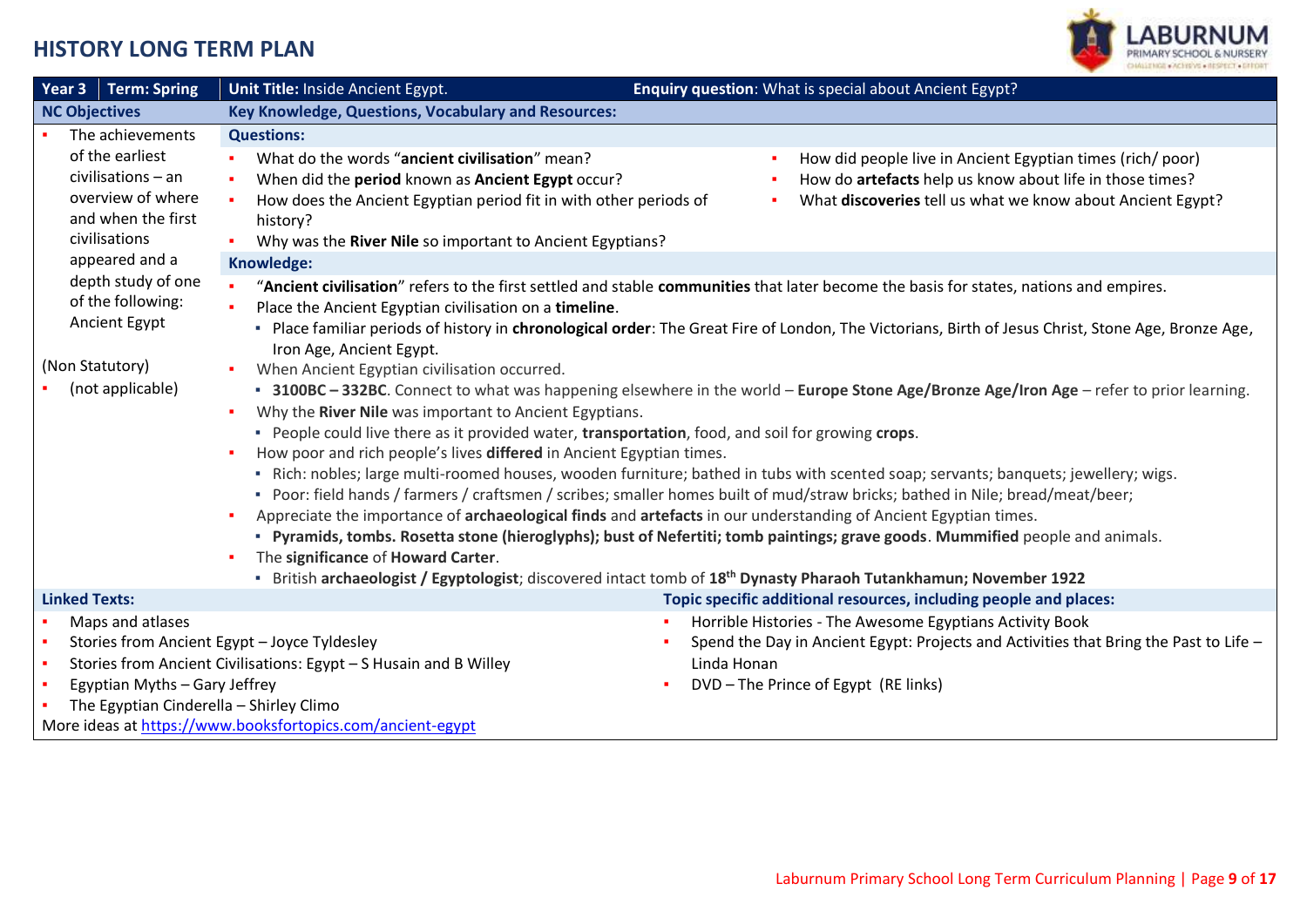# HISTORY LONG TERM PLAN

**Year 3** | **Term: Spring** | **Unit Title:** Inside Ancient Egypt. | **Enquiry question**: What is special about Ancient Egypt?

## NC Objectives

- The achievements of the earliest civilisations – an overview of where and when the first civilisations appeared and a depth study of one of the following: Ancient Egypt

(Non Statutory)

- (not applicable)

## Key Knowledge, Questions, Vocabulary and Resources:

### Questions:

- What do the words "**ancient civilisation**" mean?
- When did the **period** known as **Ancient Egypt** occur?
- How does the Ancient Egyptian period fit in with other periods of history?
- Why was the **River Nile** so important to Ancient Egyptians?
- How did people live in Ancient Egyptian times (rich/ poor)
- How do **artefacts** help us know about life in those times?
- What **discoveries** tell us what we know about Ancient Egypt?

### Knowledge:

- "**Ancient civilisation**" refers to the first settled and stable **communities** that later become the basis for states, nations and empires.
- Place the Ancient Egyptian civilisation on a **timeline**.
  - Place familiar periods of history in **chronological order**: The Great Fire of London, The Victorians, Birth of Jesus Christ, Stone Age, Bronze Age, Iron Age, Ancient Egypt.
- When Ancient Egyptian civilisation occurred.
  - **3100BC – 332BC**. Connect to what was happening elsewhere in the world – **Europe Stone Age/Bronze Age/Iron Age** – refer to prior learning.
- Why the **River Nile** was important to Ancient Egyptians.
  - People could live there as it provided water, **transportation**, food, and soil for growing **crops**.
- How poor and rich people's lives **differed** in Ancient Egyptian times.
  - Rich: nobles; large multi-roomed houses, wooden furniture; bathed in tubs with scented soap; servants; banquets; jewellery; wigs.
  - Poor: field hands / farmers / craftsmen / scribes; smaller homes built of mud/straw bricks; bathed in Nile; bread/meat/beer;
- Appreciate the importance of **archaeological finds** and **artefacts** in our understanding of Ancient Egyptian times.
  - **Pyramids, tombs. Rosetta stone (hieroglyphs); bust of Nefertiti; tomb paintings; grave goods**. **Mummified** people and animals.
- The **significance** of **Howard Carter**.
  - British **archaeologist / Egyptologist**; discovered intact tomb of **18th Dynasty Pharaoh Tutankhamun; November 1922**

## Linked Texts:

- Maps and atlases
- Stories from Ancient Egypt – Joyce Tyldesley
- Stories from Ancient Civilisations: Egypt – S Husain and B Willey
- Egyptian Myths – Gary Jeffrey
- The Egyptian Cinderella – Shirley Climo

More ideas at https://www.booksfortopics.com/ancient-egypt

## Topic specific additional resources, including people and places:

- Horrible Histories - The Awesome Egyptians Activity Book
- Spend the Day in Ancient Egypt: Projects and Activities that Bring the Past to Life – Linda Honan
- DVD – The Prince of Egypt (RE links)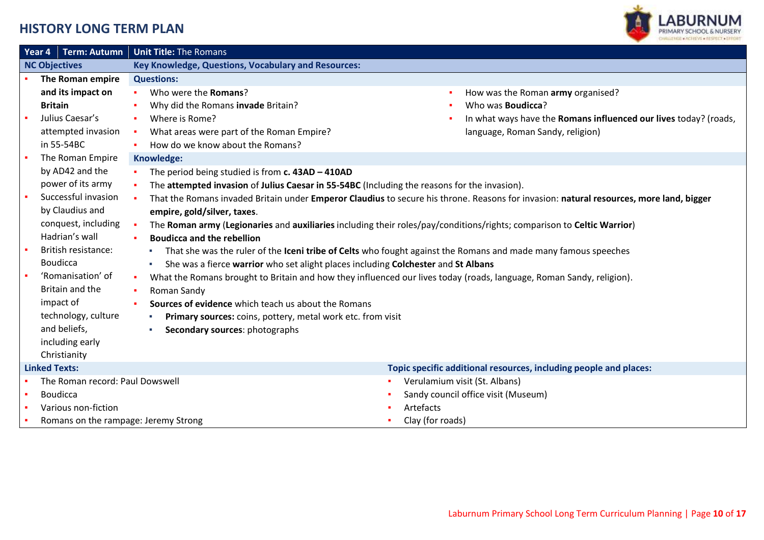# HISTORY LONG TERM PLAN

**Year 4** | **Term: Autumn** | **Unit Title:** The Romans

## NC Objectives

- **The Roman empire and its impact on Britain**
- Julius Caesar's attempted invasion in 55-54BC
- The Roman Empire by AD42 and the power of its army
- Successful invasion by Claudius and conquest, including Hadrian's wall
- British resistance: Boudicca
- 'Romanisation' of Britain and the impact of technology, culture and beliefs, including early Christianity

## Key Knowledge, Questions, Vocabulary and Resources:

### Questions:

- Who were the **Romans**?
- Why did the Romans **invade** Britain?
- Where is Rome?
- What areas were part of the Roman Empire?
- How do we know about the Romans?
- How was the Roman **army** organised?
- Who was **Boudicca**?
- In what ways have the **Romans influenced our lives** today? (roads, language, Roman Sandy, religion)

### Knowledge:

- The period being studied is from **c. 43AD – 410AD**
- The **attempted invasion** of **Julius Caesar in 55-54BC** (Including the reasons for the invasion).
- That the Romans invaded Britain under **Emperor Claudius** to secure his throne. Reasons for invasion: **natural resources, more land, bigger empire, gold/silver, taxes**.
- The **Roman army** (**Legionaries** and **auxiliaries** including their roles/pay/conditions/rights; comparison to **Celtic Warrior**)
- **Boudicca and the rebellion**
  - That she was the ruler of the **Iceni tribe of Celts** who fought against the Romans and made many famous speeches
  - She was a fierce **warrior** who set alight places including **Colchester** and **St Albans**
- What the Romans brought to Britain and how they influenced our lives today (roads, language, Roman Sandy, religion).
- Roman Sandy
- **Sources of evidence** which teach us about the Romans
  - **Primary sources:** coins, pottery, metal work etc. from visit
  - **Secondary sources**: photographs

## Linked Texts:

- The Roman record: Paul Dowswell
- Boudicca
- Various non-fiction
- Romans on the rampage: Jeremy Strong

## Topic specific additional resources, including people and places:

- Verulamium visit (St. Albans)
- Sandy council office visit (Museum)
- Artefacts
- Clay (for roads)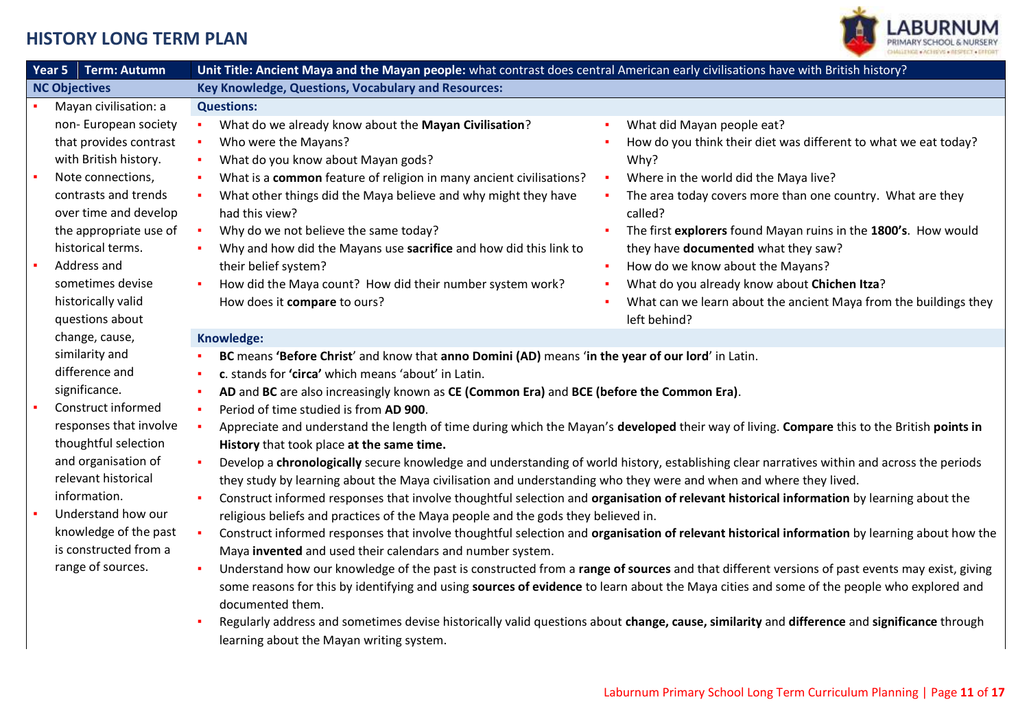# HISTORY LONG TERM PLAN

| Year 5 | Term: Autumn | Unit Title: Ancient Maya and the Mayan people: what contrast does central American early civilisations have with British history? |
|---|---|---|

## NC Objectives

- Mayan civilisation: a non- European society that provides contrast with British history.
- Note connections, contrasts and trends over time and develop the appropriate use of historical terms.
- Address and sometimes devise historically valid questions about change, cause, similarity and difference and significance.
- Construct informed responses that involve thoughtful selection and organisation of relevant historical information.
- Understand how our knowledge of the past is constructed from a range of sources.

## Key Knowledge, Questions, Vocabulary and Resources:

### Questions:

- What do we already know about the **Mayan Civilisation**?
- Who were the Mayans?
- What do you know about Mayan gods?
- What is a **common** feature of religion in many ancient civilisations?
- What other things did the Maya believe and why might they have had this view?
- Why do we not believe the same today?
- Why and how did the Mayans use **sacrifice** and how did this link to their belief system?
- How did the Maya count? How did their number system work? How does it **compare** to ours?
- What did Mayan people eat?
- How do you think their diet was different to what we eat today? Why?
- Where in the world did the Maya live?
- The area today covers more than one country. What are they called?
- The first **explorers** found Mayan ruins in the **1800's**. How would they have **documented** what they saw?
- How do we know about the Mayans?
- What do you already know about **Chichen Itza**?
- What can we learn about the ancient Maya from the buildings they left behind?

### Knowledge:

- **BC** means **'Before Christ**' and know that **anno Domini (AD)** means '**in the year of our lord**' in Latin.
- **c**. stands for **'circa'** which means 'about' in Latin.
- **AD** and **BC** are also increasingly known as **CE (Common Era)** and **BCE (before the Common Era)**.
- Period of time studied is from **AD 900**.
- Appreciate and understand the length of time during which the Mayan's **developed** their way of living. **Compare** this to the British **points in History** that took place **at the same time.**
- Develop a **chronologically** secure knowledge and understanding of world history, establishing clear narratives within and across the periods they study by learning about the Maya civilisation and understanding who they were and when and where they lived.
- Construct informed responses that involve thoughtful selection and **organisation of relevant historical information** by learning about the religious beliefs and practices of the Maya people and the gods they believed in.
- Construct informed responses that involve thoughtful selection and **organisation of relevant historical information** by learning about how the Maya **invented** and used their calendars and number system.
- Understand how our knowledge of the past is constructed from a **range of sources** and that different versions of past events may exist, giving some reasons for this by identifying and using **sources of evidence** to learn about the Maya cities and some of the people who explored and documented them.
- Regularly address and sometimes devise historically valid questions about **change, cause, similarity** and **difference** and **significance** through learning about the Mayan writing system.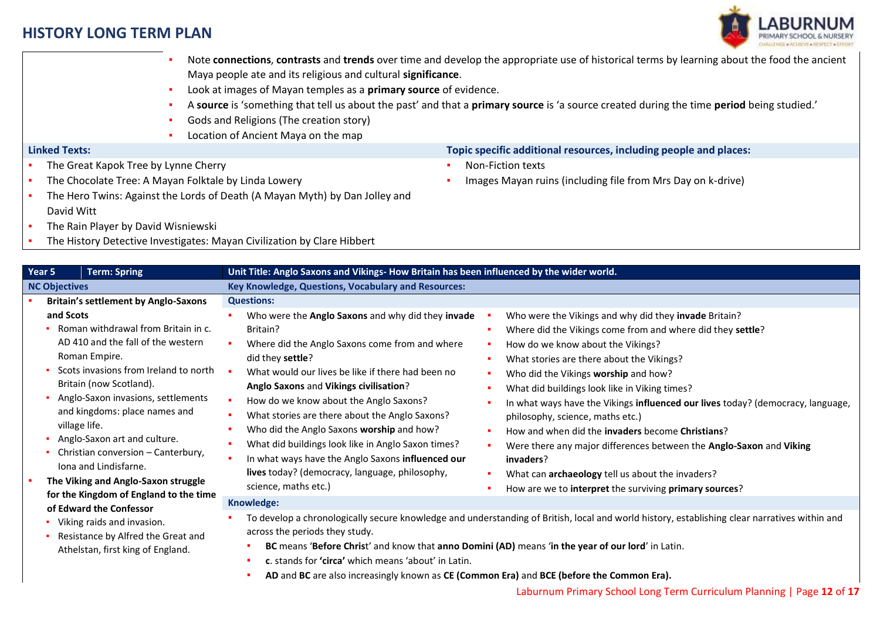# HISTORY LONG TERM PLAN

- Note **connections**, **contrasts** and **trends** over time and develop the appropriate use of historical terms by learning about the food the ancient Maya people ate and its religious and cultural **significance**.
- Look at images of Mayan temples as a **primary source** of evidence.
- A **source** is 'something that tell us about the past' and that a **primary source** is 'a source created during the time **period** being studied.'
- Gods and Religions (The creation story)
- Location of Ancient Maya on the map

**Linked Texts:**

- The Great Kapok Tree by Lynne Cherry
- The Chocolate Tree: A Mayan Folktale by Linda Lowery
- The Hero Twins: Against the Lords of Death (A Mayan Myth) by Dan Jolley and David Witt
- The Rain Player by David Wisniewski
- The History Detective Investigates: Mayan Civilization by Clare Hibbert

**Topic specific additional resources, including people and places:**

- Non-Fiction texts
- Images Mayan ruins (including file from Mrs Day on k-drive)

| Year 5 | Term: Spring | Unit Title: Anglo Saxons and Vikings- How Britain has been influenced by the wider world. |
|---|---|---|

**NC Objectives**

- **Britain's settlement by Anglo-Saxons and Scots**
  - Roman withdrawal from Britain in c. AD 410 and the fall of the western Roman Empire.
  - Scots invasions from Ireland to north Britain (now Scotland).
  - Anglo-Saxon invasions, settlements and kingdoms: place names and village life.
  - Anglo-Saxon art and culture.
  - Christian conversion – Canterbury, Iona and Lindisfarne.
- **The Viking and Anglo-Saxon struggle for the Kingdom of England to the time of Edward the Confessor**
  - Viking raids and invasion.
  - Resistance by Alfred the Great and Athelstan, first king of England.

**Key Knowledge, Questions, Vocabulary and Resources:**

**Questions:**

- Who were the **Anglo Saxons** and why did they **invade** Britain?
- Where did the Anglo Saxons come from and where did they **settle**?
- What would our lives be like if there had been no **Anglo Saxons** and **Vikings civilisation**?
- How do we know about the Anglo Saxons?
- What stories are there about the Anglo Saxons?
- Who did the Anglo Saxons **worship** and how?
- What did buildings look like in Anglo Saxon times?
- In what ways have the Anglo Saxons **influenced our lives** today? (democracy, language, philosophy, science, maths etc.)
- Who were the Vikings and why did they **invade** Britain?
- Where did the Vikings come from and where did they **settle**?
- How do we know about the Vikings?
- What stories are there about the Vikings?
- Who did the Vikings **worship** and how?
- What did buildings look like in Viking times?
- In what ways have the Vikings **influenced our lives** today? (democracy, language, philosophy, science, maths etc.)
- How and when did the **invaders** become **Christians**?
- Were there any major differences between the **Anglo-Saxon** and **Viking invaders**?
- What can **archaeology** tell us about the invaders?
- How are we to **interpret** the surviving **primary sources**?

**Knowledge:**

- To develop a chronologically secure knowledge and understanding of British, local and world history, establishing clear narratives within and across the periods they study.
  - **BC** means '**Before Chris**t' and know that **anno Domini (AD)** means '**in the year of our lord**' in Latin.
  - **c**. stands for **'circa'** which means 'about' in Latin.
  - **AD** and **BC** are also increasingly known as **CE (Common Era)** and **BCE (before the Common Era).**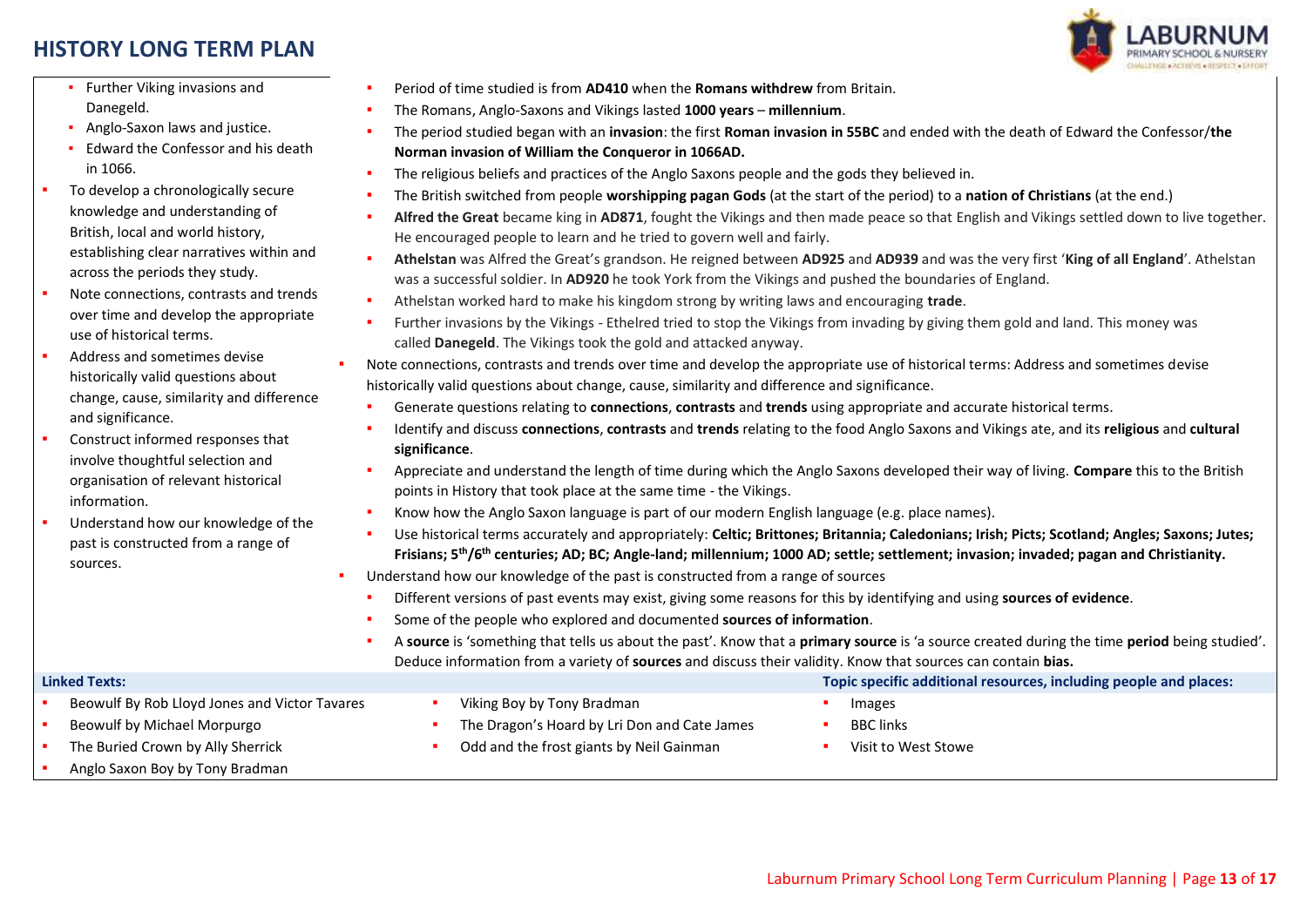## HISTORY LONG TERM PLAN

- Further Viking invasions and Danegeld.
- Anglo-Saxon laws and justice.
- Edward the Confessor and his death in 1066.

- To develop a chronologically secure knowledge and understanding of British, local and world history, establishing clear narratives within and across the periods they study.
- Note connections, contrasts and trends over time and develop the appropriate use of historical terms.
- Address and sometimes devise historically valid questions about change, cause, similarity and difference and significance.
- Construct informed responses that involve thoughtful selection and organisation of relevant historical information.
- Understand how our knowledge of the past is constructed from a range of sources.

- Period of time studied is from **AD410** when the **Romans withdrew** from Britain.
- The Romans, Anglo-Saxons and Vikings lasted **1000 years** – **millennium**.
- The period studied began with an **invasion**: the first **Roman invasion in 55BC** and ended with the death of Edward the Confessor/**the Norman invasion of William the Conqueror in 1066AD.**
- The religious beliefs and practices of the Anglo Saxons people and the gods they believed in.
- The British switched from people **worshipping pagan Gods** (at the start of the period) to a **nation of Christians** (at the end.)
- **Alfred the Great** became king in **AD871**, fought the Vikings and then made peace so that English and Vikings settled down to live together. He encouraged people to learn and he tried to govern well and fairly.
- **Athelstan** was Alfred the Great's grandson. He reigned between **AD925** and **AD939** and was the very first '**King of all England**'. Athelstan was a successful soldier. In **AD920** he took York from the Vikings and pushed the boundaries of England.
- Athelstan worked hard to make his kingdom strong by writing laws and encouraging **trade**.
- Further invasions by the Vikings - Ethelred tried to stop the Vikings from invading by giving them gold and land. This money was called **Danegeld**. The Vikings took the gold and attacked anyway.

- Note connections, contrasts and trends over time and develop the appropriate use of historical terms: Address and sometimes devise historically valid questions about change, cause, similarity and difference and significance.
  - Generate questions relating to **connections**, **contrasts** and **trends** using appropriate and accurate historical terms.
  - Identify and discuss **connections**, **contrasts** and **trends** relating to the food Anglo Saxons and Vikings ate, and its **religious** and **cultural significance**.
  - Appreciate and understand the length of time during which the Anglo Saxons developed their way of living. **Compare** this to the British points in History that took place at the same time - the Vikings.
  - Know how the Anglo Saxon language is part of our modern English language (e.g. place names).
  - Use historical terms accurately and appropriately: **Celtic; Brittones; Britannia; Caledonians; Irish; Picts; Scotland; Angles; Saxons; Jutes; Frisians; 5th/6th centuries; AD; BC; Angle-land; millennium; 1000 AD; settle; settlement; invasion; invaded; pagan and Christianity.**
- Understand how our knowledge of the past is constructed from a range of sources
  - Different versions of past events may exist, giving some reasons for this by identifying and using **sources of evidence**.
  - Some of the people who explored and documented **sources of information**.
  - A **source** is 'something that tells us about the past'. Know that a **primary source** is 'a source created during the time **period** being studied'. Deduce information from a variety of **sources** and discuss their validity. Know that sources can contain **bias.**

**Linked Texts:**

- Beowulf By Rob Lloyd Jones and Victor Tavares
- Beowulf by Michael Morpurgo
- The Buried Crown by Ally Sherrick
- Anglo Saxon Boy by Tony Bradman
- Viking Boy by Tony Bradman
- The Dragon's Hoard by Lri Don and Cate James
- Odd and the frost giants by Neil Gainman

**Topic specific additional resources, including people and places:**

- Images
- BBC links
- Visit to West Stowe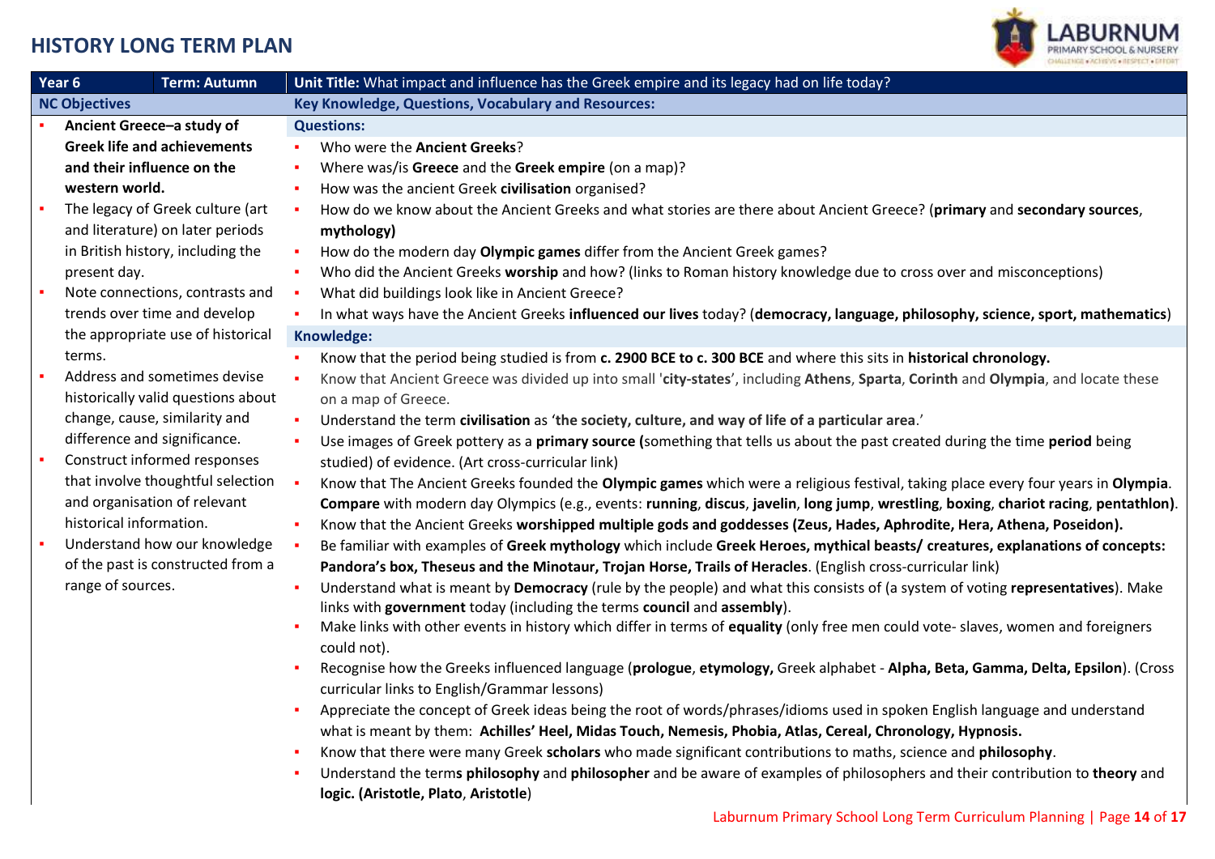# HISTORY LONG TERM PLAN

| Year 6 | Term: Autumn | Unit Title: What impact and influence has the Greek empire and its legacy had on life today? |
|---|---|---|
| **NC Objectives** | | **Key Knowledge, Questions, Vocabulary and Resources:** |

**NC Objectives**

- **Ancient Greece–a study of Greek life and achievements and their influence on the western world.**
- The legacy of Greek culture (art and literature) on later periods in British history, including the present day.
- Note connections, contrasts and trends over time and develop the appropriate use of historical terms.
- Address and sometimes devise historically valid questions about change, cause, similarity and difference and significance.
- Construct responses that involve thoughtful selection and organisation of relevant historical information.
- Understand how our knowledge of the past is constructed from a range of sources.

**Key Knowledge, Questions, Vocabulary and Resources:**

**Questions:**

- Who were the **Ancient Greeks**?
- Where was/is **Greece** and the **Greek empire** (on a map)?
- How was the ancient Greek **civilisation** organised?
- How do we know about the Ancient Greeks and what stories are there about Ancient Greece? (**primary** and **secondary sources**, **mythology)**
- How do the modern day **Olympic games** differ from the Ancient Greek games?
- Who did the Ancient Greeks **worship** and how? (links to Roman history knowledge due to cross over and misconceptions)
- What did buildings look like in Ancient Greece?
- In what ways have the Ancient Greeks **influenced our lives** today? (**democracy, language, philosophy, science, sport, mathematics**)

**Knowledge:**

- Know that the period being studied is from **c. 2900 BCE to c. 300 BCE** and where this sits in **historical chronology.**
- Know that Ancient Greece was divided up into small '**city-states**', including **Athens**, **Sparta**, **Corinth** and **Olympia**, and locate these on a map of Greece.
- Understand the term **civilisation** as '**the society, culture, and way of life of a particular area**.'
- Use images of Greek pottery as a **primary source (**something that tells us about the past created during the time **period** being studied) of evidence. (Art cross-curricular link)
- Know that The Ancient Greeks founded the **Olympic games** which were a religious festival, taking place every four years in **Olympia**. **Compare** with modern day Olympics (e.g., events: **running**, **discus**, **javelin**, **long jump**, **wrestling**, **boxing**, **chariot racing**, **pentathlon)**.
- Know that the Ancient Greeks **worshipped multiple gods and goddesses (Zeus, Hades, Aphrodite, Hera, Athena, Poseidon).**
- Be familiar with examples of **Greek mythology** which include **Greek Heroes, mythical beasts/ creatures, explanations of concepts: Pandora's box, Theseus and the Minotaur, Trojan Horse, Trails of Heracles**. (English cross-curricular link)
- Understand what is meant by **Democracy** (rule by the people) and what this consists of (a system of voting **representatives**). Make links with **government** today (including the terms **council** and **assembly**).
- Make links with other events in history which differ in terms of **equality** (only free men could vote- slaves, women and foreigners could not).
- Recognise how the Greeks influenced language (**prologue**, **etymology,** Greek alphabet - **Alpha, Beta, Gamma, Delta, Epsilon**). (Cross curricular links to English/Grammar lessons)
- Appreciate the concept of Greek ideas being the root of words/phrases/idioms used in spoken English language and understand what is meant by them: **Achilles' Heel, Midas Touch, Nemesis, Phobia, Atlas, Cereal, Chronology, Hypnosis.**
- Know that there were many Greek **scholars** who made significant contributions to maths, science and **philosophy**.
- Understand the term**s philosophy** and **philosopher** and be aware of examples of philosophers and their contribution to **theory** and **logic. (Aristotle, Plato**, **Aristotle**)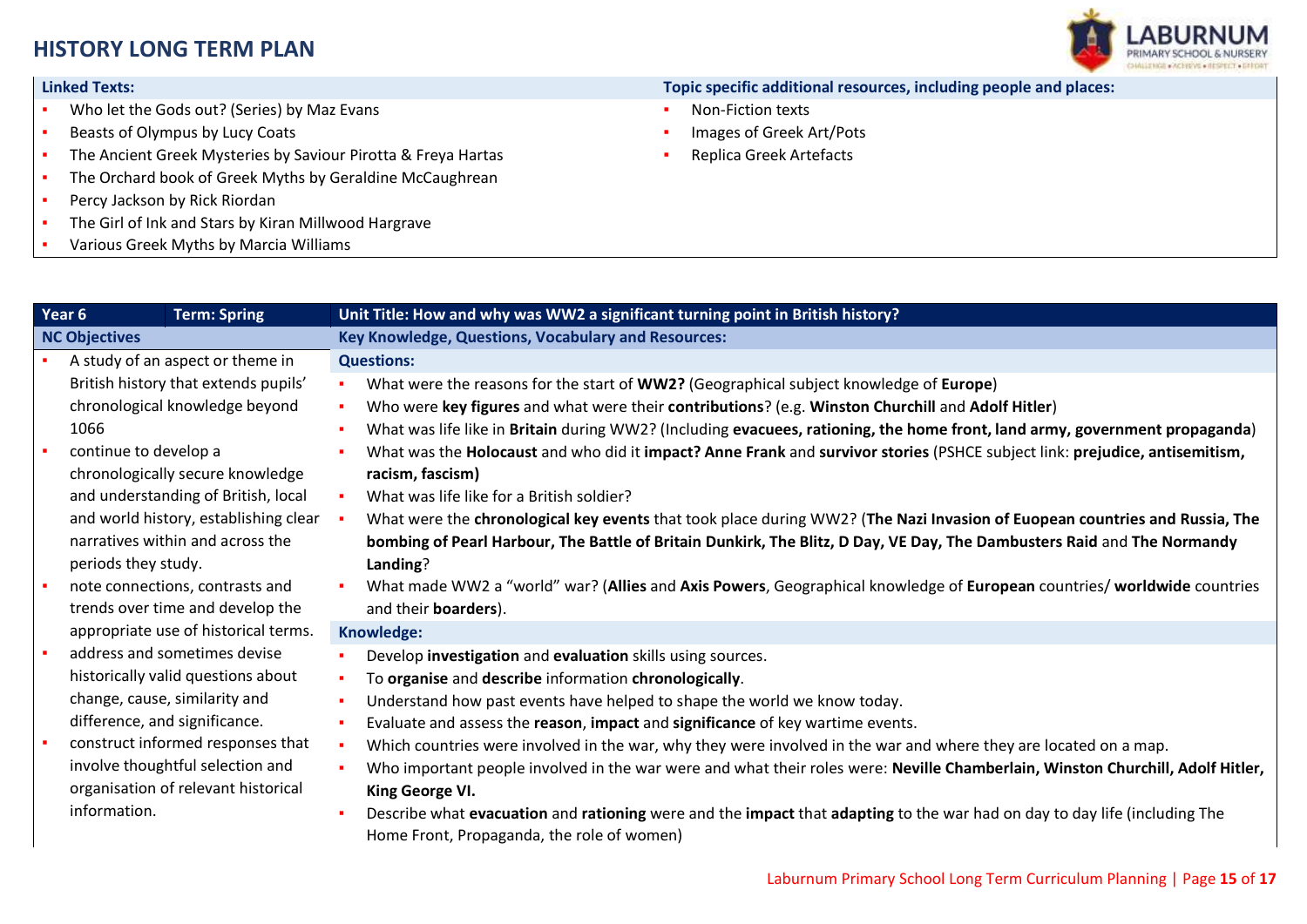# HISTORY LONG TERM PLAN

| Linked Texts: | Topic specific additional resources, including people and places: |
|---|---|
| ▪ Who let the Gods out? (Series) by Maz Evans<br>▪ Beasts of Olympus by Lucy Coats<br>▪ The Ancient Greek Mysteries by Saviour Pirotta & Freya Hartas<br>▪ The Orchard book of Greek Myths by Geraldine McCaughrean<br>▪ Percy Jackson by Rick Riordan<br>▪ The Girl of Ink and Stars by Kiran Millwood Hargrave<br>▪ Various Greek Myths by Marcia Williams | ▪ Non-Fiction texts<br>▪ Images of Greek Art/Pots<br>▪ Replica Greek Artefacts |

| Year 6 | Term: Spring | Unit Title: How and why was WW2 a significant turning point in British history? |
|---|---|---|
| **NC Objectives** | | **Key Knowledge, Questions, Vocabulary and Resources:** |
| ▪ A study of an aspect or theme in British history that extends pupils' chronological knowledge beyond 1066<br>▪ continue to develop a chronologically secure knowledge and understanding of British, local and world history, establishing clear narratives within and across the periods they study.<br>▪ note connections, contrasts and trends over time and develop the appropriate use of historical terms.<br>▪ address and sometimes devise historically valid questions about change, cause, similarity and difference, and significance.<br>▪ construct informed responses that involve thoughtful selection and organisation of relevant historical information. | | **Questions:**<br>▪ What were the reasons for the start of **WW2?** (Geographical subject knowledge of **Europe**)<br>▪ Who were **key figures** and what were their **contributions**? (e.g. **Winston Churchill** and **Adolf Hitler**)<br>▪ What was life like in **Britain** during WW2? (Including **evacuees, rationing, the home front, land army, government propaganda**)<br>▪ What was the **Holocaust** and who did it **impact? Anne Frank** and **survivor stories** (PSHCE subject link: **prejudice, antisemitism, racism, fascism)**<br>▪ What was life like for a British soldier?<br>▪ What were the **chronological key events** that took place during WW2? (**The Nazi Invasion of Euopean countries and Russia, The bombing of Pearl Harbour, The Battle of Britain Dunkirk, The Blitz, D Day, VE Day, The Dambusters Raid** and **The Normandy Landing**?<br>▪ What made WW2 a "world" war? (**Allies** and **Axis Powers**, Geographical knowledge of **European** countries/ **worldwide** countries and their **boarders**).<br>**Knowledge:**<br>▪ Develop **investigation** and **evaluation** skills using sources.<br>▪ To **organise** and **describe** information **chronologically**.<br>▪ Understand how past events have helped to shape the world we know today.<br>▪ Evaluate and assess the **reason**, **impact** and **significance** of key wartime events.<br>▪ Which countries were involved in the war, why they were involved in the war and where they are located on a map.<br>▪ Who important people involved in the war were and what their roles were: **Neville Chamberlain, Winston Churchill, Adolf Hitler, King George VI.**<br>▪ Describe what **evacuation** and **rationing** were and the **impact** that **adapting** to the war had on day to day life (including The Home Front, Propaganda, the role of women) |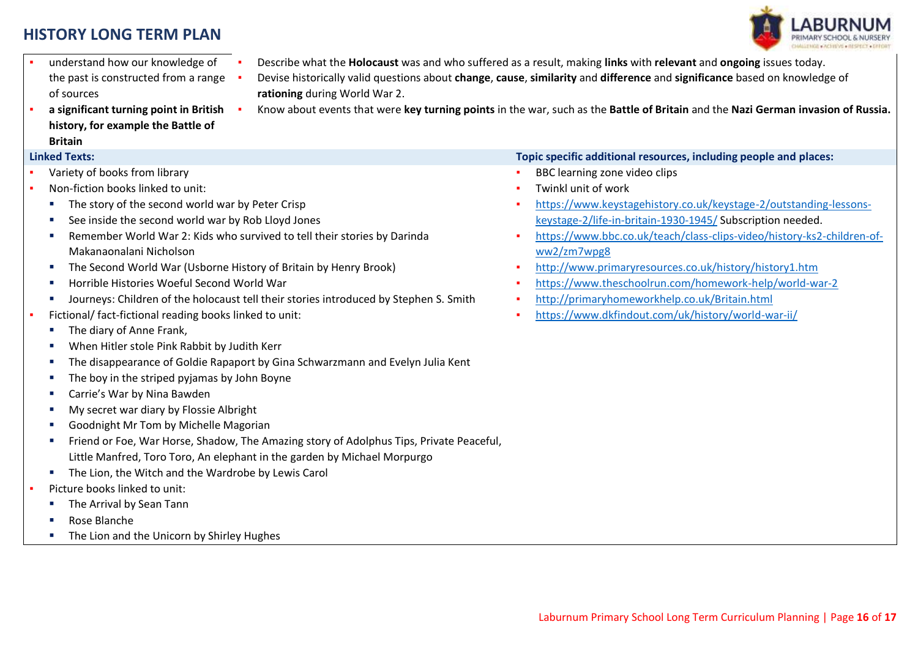## HISTORY LONG TERM PLAN

- understand how our knowledge of the past is constructed from a range of sources
- **a significant turning point in British history, for example the Battle of Britain**

- Describe what the **Holocaust** was and who suffered as a result, making **links** with **relevant** and **ongoing** issues today.
- Devise historically valid questions about **change**, **cause**, **similarity** and **difference** and **significance** based on knowledge of **rationing** during World War 2.
- Know about events that were **key turning points** in the war, such as the **Battle of Britain** and the **Nazi German invasion of Russia.**

**Linked Texts:**

- Variety of books from library
- Non-fiction books linked to unit:
  - The story of the second world war by Peter Crisp
  - See inside the second world war by Rob Lloyd Jones
  - Remember World War 2: Kids who survived to tell their stories by Darinda Makanaonalani Nicholson
  - The Second World War (Usborne History of Britain by Henry Brook)
  - Horrible Histories Woeful Second World War
  - Journeys: Children of the holocaust tell their stories introduced by Stephen S. Smith
- Fictional/ fact-fictional reading books linked to unit:
  - The diary of Anne Frank,
  - When Hitler stole Pink Rabbit by Judith Kerr
  - The disappearance of Goldie Rapaport by Gina Schwarzmann and Evelyn Julia Kent
  - The boy in the striped pyjamas by John Boyne
  - Carrie's War by Nina Bawden
  - My secret war diary by Flossie Albright
  - Goodnight Mr Tom by Michelle Magorian
  - Friend or Foe, War Horse, Shadow, The Amazing story of Adolphus Tips, Private Peaceful, Little Manfred, Toro Toro, An elephant in the garden by Michael Morpurgo
  - The Lion, the Witch and the Wardrobe by Lewis Carol
- Picture books linked to unit:
  - The Arrival by Sean Tann
  - Rose Blanche
  - The Lion and the Unicorn by Shirley Hughes

**Topic specific additional resources, including people and places:**

- BBC learning zone video clips
- Twinkl unit of work
- https://www.keystagehistory.co.uk/keystage-2/outstanding-lessons-keystage-2/life-in-britain-1930-1945/ Subscription needed.
- https://www.bbc.co.uk/teach/class-clips-video/history-ks2-children-of-ww2/zm7wpg8
- http://www.primaryresources.co.uk/history/history1.htm
- https://www.theschoolrun.com/homework-help/world-war-2
- http://primaryhomeworkhelp.co.uk/Britain.html
- https://www.dkfindout.com/uk/history/world-war-ii/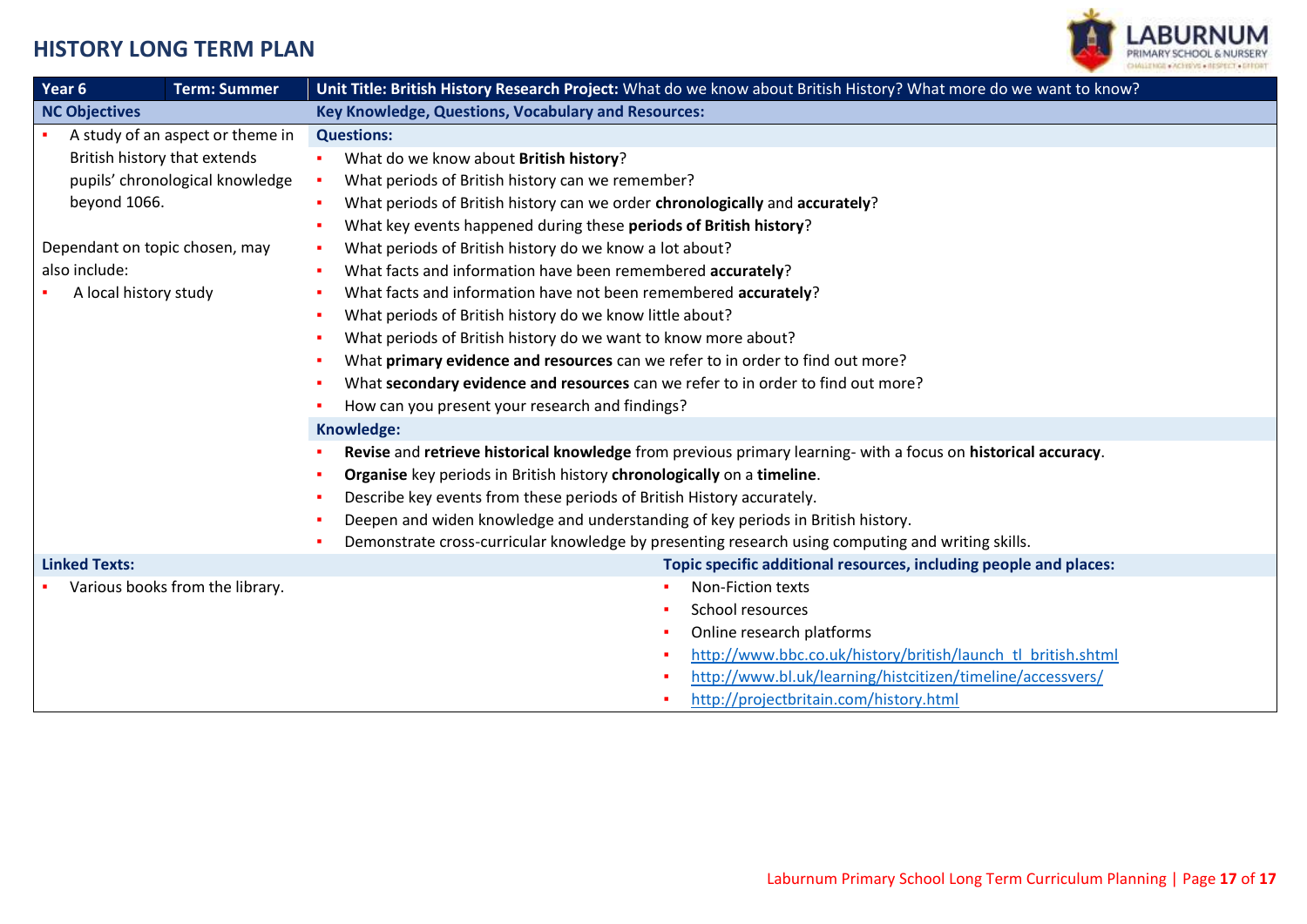# HISTORY LONG TERM PLAN

| Year 6 | Term: Summer | Unit Title: British History Research Project: What do we know about British History? What more do we want to know? |
|---|---|---|

**NC Objectives**

- A study of an aspect or theme in British history that extends pupils' chronological knowledge beyond 1066.

Dependant on topic chosen, may also include:

- A local history study

**Key Knowledge, Questions, Vocabulary and Resources:**

**Questions:**

- What do we know about **British history**?
- What periods of British history can we remember?
- What periods of British history can we order **chronologically** and **accurately**?
- What key events happened during these **periods of British history**?
- What periods of British history do we know a lot about?
- What facts and information have been remembered **accurately**?
- What facts and information have not been remembered **accurately**?
- What periods of British history do we know little about?
- What periods of British history do we want to know more about?
- What **primary evidence and resources** can we refer to in order to find out more?
- What **secondary evidence and resources** can we refer to in order to find out more?
- How can you present your research and findings?

**Knowledge:**

- **Revise** and **retrieve historical knowledge** from previous primary learning- with a focus on **historical accuracy**.
- **Organise** key periods in British history **chronologically** on a **timeline**.
- Describe key events from these periods of British History accurately.
- Deepen and widen knowledge and understanding of key periods in British history.
- Demonstrate cross-curricular knowledge by presenting research using computing and writing skills.

**Linked Texts:**

- Various books from the library.

**Topic specific additional resources, including people and places:**

- Non-Fiction texts
- School resources
- Online research platforms
- http://www.bbc.co.uk/history/british/launch_tl_british.shtml
- http://www.bl.uk/learning/histcitizen/timeline/accessvers/
- http://projectbritain.com/history.html